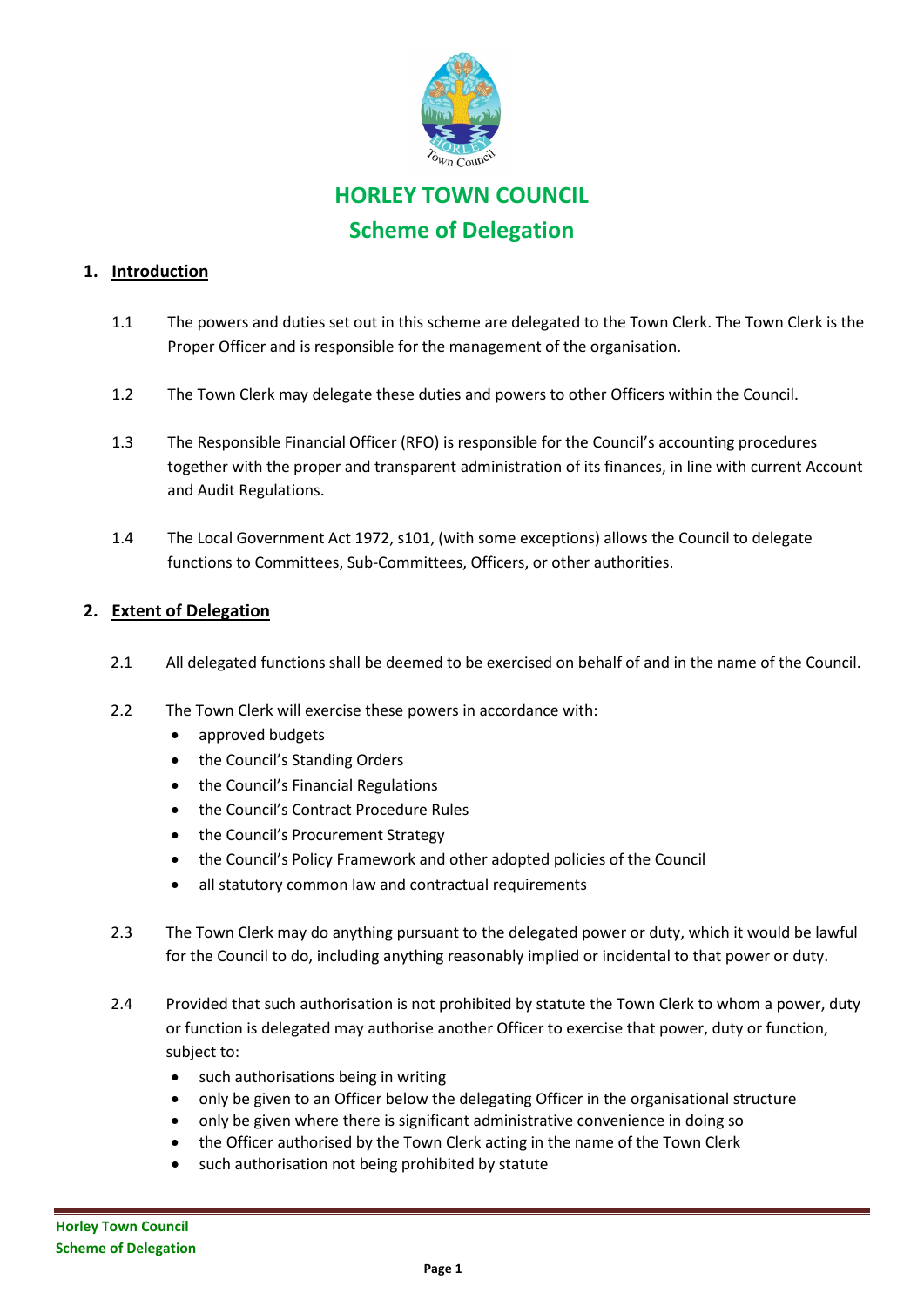# HORLEY TOWN COUNCIL

## Scheme of Delegation

### 1. Introduction

1.1 The powers and duties set out in this scheme are delegated to the Town Clerk. The Town Clerk is the Proper Officer and is responsible for the management of the organisation.

1.2 The Town Clerk may delegate these duties and powers to other Officers within the Council.

1.3 The Responsible Financial Officer (RFO) is responsible for the Council's accounting procedures together with the proper and transparent administration of its finances, in line with current Account and Audit Regulations.

1.4 The Local Government Act 1972, s101, (with some exceptions) allows the Council to delegate functions to Committees, Sub-Committees, Officers, or other authorities.

### 2. Extent of Delegation

2.1 All delegated functions shall be deemed to be exercised on behalf of and in the name of the Council.

2.2 The Town Clerk will exercise these powers in accordance with:

- approved budgets
- the Council's Standing Orders
- the Council's Financial Regulations
- the Council's Contract Procedure Rules
- the Council's Procurement Strategy
- the Council's Policy Framework and other adopted policies of the Council
- all statutory common law and contractual requirements

2.3 The Town Clerk may do anything pursuant to the delegated power or duty, which it would be lawful for the Council to do, including anything reasonably implied or incidental to that power or duty.

2.4 Provided that such authorisation is not prohibited by statute the Town Clerk to whom a power, duty or function is delegated may authorise another Officer to exercise that power, duty or function, subject to:

- such authorisations being in writing
- only be given to an Officer below the delegating Officer in the organisational structure
- only be given where there is significant administrative convenience in doing so
- the Officer authorised by the Town Clerk acting in the name of the Town Clerk
- such authorisation not being prohibited by statute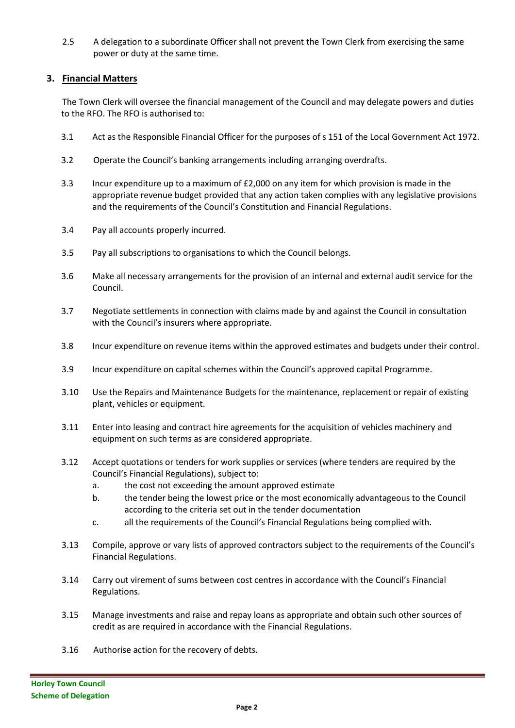2.5 A delegation to a subordinate Officer shall not prevent the Town Clerk from exercising the same power or duty at the same time.

## 3. Financial Matters

The Town Clerk will oversee the financial management of the Council and may delegate powers and duties to the RFO. The RFO is authorised to:

3.1 Act as the Responsible Financial Officer for the purposes of s 151 of the Local Government Act 1972.

3.2 Operate the Council's banking arrangements including arranging overdrafts.

3.3 Incur expenditure up to a maximum of £2,000 on any item for which provision is made in the appropriate revenue budget provided that any action taken complies with any legislative provisions and the requirements of the Council's Constitution and Financial Regulations.

3.4 Pay all accounts properly incurred.

3.5 Pay all subscriptions to organisations to which the Council belongs.

3.6 Make all necessary arrangements for the provision of an internal and external audit service for the Council.

3.7 Negotiate settlements in connection with claims made by and against the Council in consultation with the Council's insurers where appropriate.

3.8 Incur expenditure on revenue items within the approved estimates and budgets under their control.

3.9 Incur expenditure on capital schemes within the Council's approved capital Programme.

3.10 Use the Repairs and Maintenance Budgets for the maintenance, replacement or repair of existing plant, vehicles or equipment.

3.11 Enter into leasing and contract hire agreements for the acquisition of vehicles machinery and equipment on such terms as are considered appropriate.

3.12 Accept quotations or tenders for work supplies or services (where tenders are required by the Council's Financial Regulations), subject to:

a. the cost not exceeding the amount approved estimate

b. the tender being the lowest price or the most economically advantageous to the Council according to the criteria set out in the tender documentation

c. all the requirements of the Council's Financial Regulations being complied with.

3.13 Compile, approve or vary lists of approved contractors subject to the requirements of the Council's Financial Regulations.

3.14 Carry out virement of sums between cost centres in accordance with the Council's Financial Regulations.

3.15 Manage investments and raise and repay loans as appropriate and obtain such other sources of credit as are required in accordance with the Financial Regulations.

3.16 Authorise action for the recovery of debts.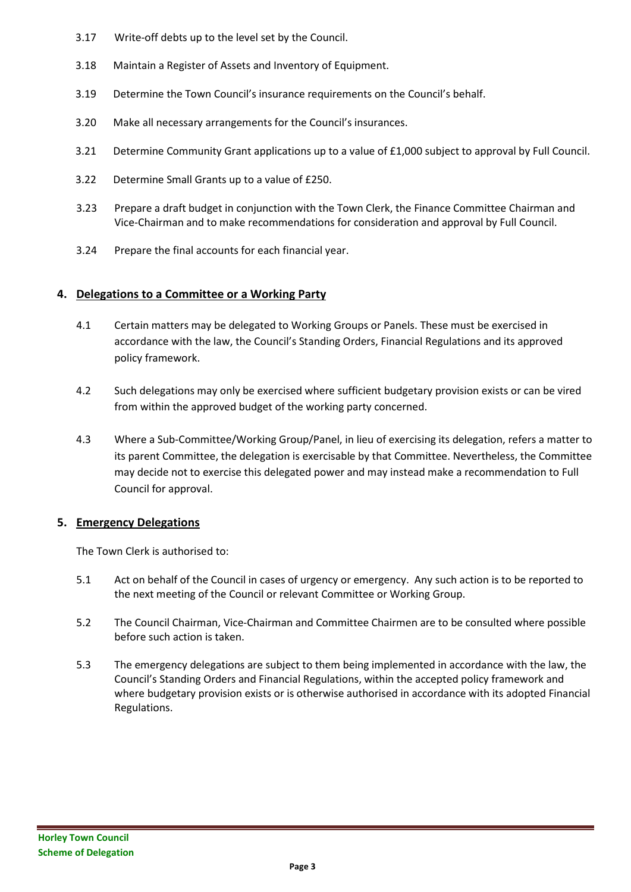3.17 Write-off debts up to the level set by the Council.

3.18 Maintain a Register of Assets and Inventory of Equipment.

3.19 Determine the Town Council's insurance requirements on the Council's behalf.

3.20 Make all necessary arrangements for the Council's insurances.

3.21 Determine Community Grant applications up to a value of £1,000 subject to approval by Full Council.

3.22 Determine Small Grants up to a value of £250.

3.23 Prepare a draft budget in conjunction with the Town Clerk, the Finance Committee Chairman and Vice-Chairman and to make recommendations for consideration and approval by Full Council.

3.24 Prepare the final accounts for each financial year.

## 4. Delegations to a Committee or a Working Party

4.1 Certain matters may be delegated to Working Groups or Panels. These must be exercised in accordance with the law, the Council's Standing Orders, Financial Regulations and its approved policy framework.

4.2 Such delegations may only be exercised where sufficient budgetary provision exists or can be vired from within the approved budget of the working party concerned.

4.3 Where a Sub-Committee/Working Group/Panel, in lieu of exercising its delegation, refers a matter to its parent Committee, the delegation is exercisable by that Committee. Nevertheless, the Committee may decide not to exercise this delegated power and may instead make a recommendation to Full Council for approval.

## 5. Emergency Delegations

The Town Clerk is authorised to:

5.1 Act on behalf of the Council in cases of urgency or emergency. Any such action is to be reported to the next meeting of the Council or relevant Committee or Working Group.

5.2 The Council Chairman, Vice-Chairman and Committee Chairmen are to be consulted where possible before such action is taken.

5.3 The emergency delegations are subject to them being implemented in accordance with the law, the Council's Standing Orders and Financial Regulations, within the accepted policy framework and where budgetary provision exists or is otherwise authorised in accordance with its adopted Financial Regulations.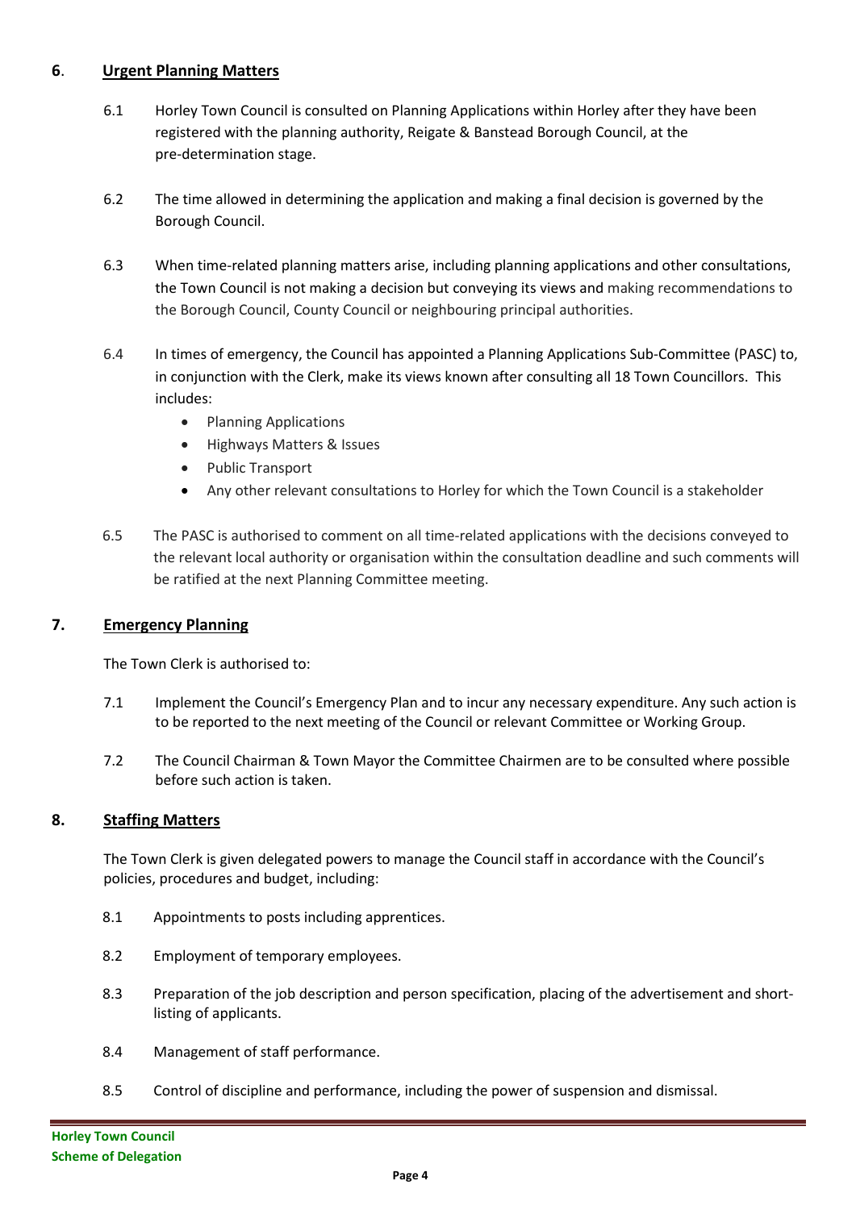## 6. Urgent Planning Matters

6.1 Horley Town Council is consulted on Planning Applications within Horley after they have been registered with the planning authority, Reigate & Banstead Borough Council, at the pre-determination stage.

6.2 The time allowed in determining the application and making a final decision is governed by the Borough Council.

6.3 When time-related planning matters arise, including planning applications and other consultations, the Town Council is not making a decision but conveying its views and making recommendations to the Borough Council, County Council or neighbouring principal authorities.

6.4 In times of emergency, the Council has appointed a Planning Applications Sub-Committee (PASC) to, in conjunction with the Clerk, make its views known after consulting all 18 Town Councillors. This includes:

- Planning Applications
- Highways Matters & Issues
- Public Transport
- Any other relevant consultations to Horley for which the Town Council is a stakeholder

6.5 The PASC is authorised to comment on all time-related applications with the decisions conveyed to the relevant local authority or organisation within the consultation deadline and such comments will be ratified at the next Planning Committee meeting.

## 7. Emergency Planning

The Town Clerk is authorised to:

7.1 Implement the Council's Emergency Plan and to incur any necessary expenditure. Any such action is to be reported to the next meeting of the Council or relevant Committee or Working Group.

7.2 The Council Chairman & Town Mayor the Committee Chairmen are to be consulted where possible before such action is taken.

## 8. Staffing Matters

The Town Clerk is given delegated powers to manage the Council staff in accordance with the Council's policies, procedures and budget, including:

8.1 Appointments to posts including apprentices.

8.2 Employment of temporary employees.

8.3 Preparation of the job description and person specification, placing of the advertisement and short-listing of applicants.

8.4 Management of staff performance.

8.5 Control of discipline and performance, including the power of suspension and dismissal.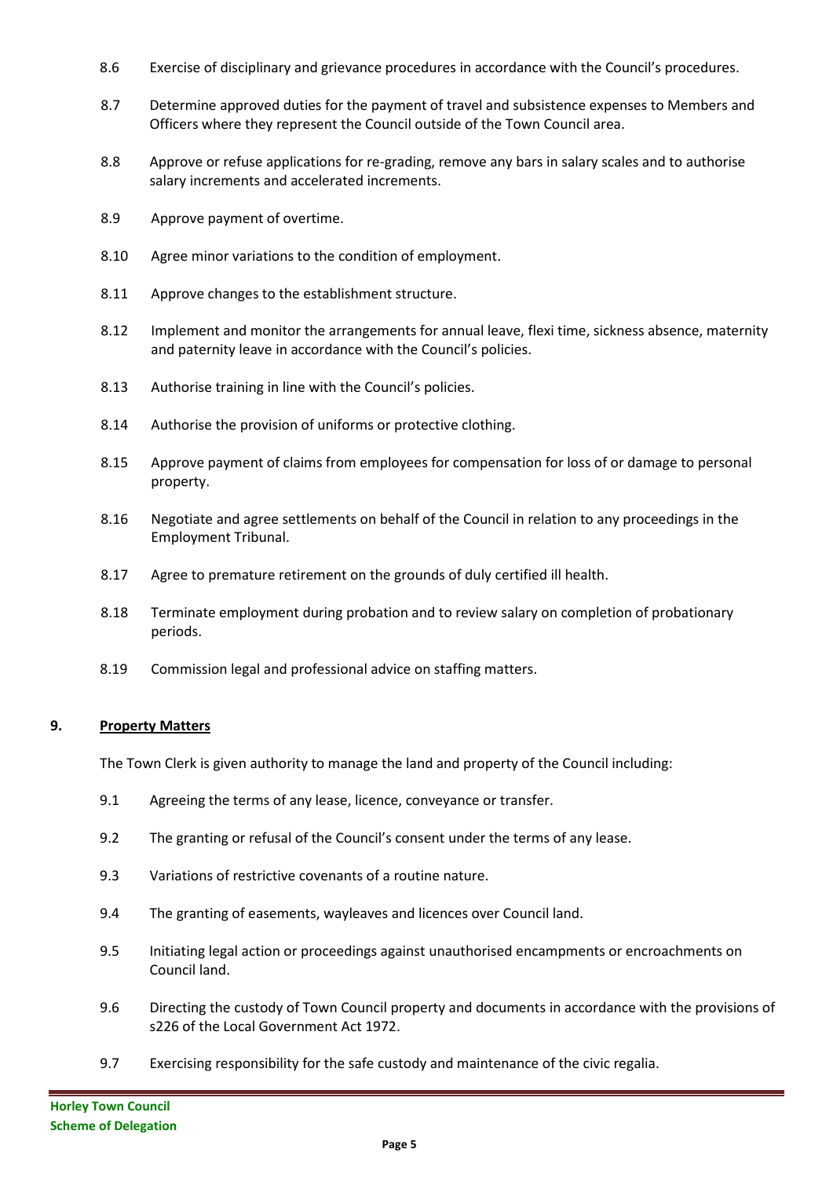8.6 Exercise of disciplinary and grievance procedures in accordance with the Council's procedures.

8.7 Determine approved duties for the payment of travel and subsistence expenses to Members and Officers where they represent the Council outside of the Town Council area.

8.8 Approve or refuse applications for re-grading, remove any bars in salary scales and to authorise salary increments and accelerated increments.

8.9 Approve payment of overtime.

8.10 Agree minor variations to the condition of employment.

8.11 Approve changes to the establishment structure.

8.12 Implement and monitor the arrangements for annual leave, flexi time, sickness absence, maternity and paternity leave in accordance with the Council's policies.

8.13 Authorise training in line with the Council's policies.

8.14 Authorise the provision of uniforms or protective clothing.

8.15 Approve payment of claims from employees for compensation for loss of or damage to personal property.

8.16 Negotiate and agree settlements on behalf of the Council in relation to any proceedings in the Employment Tribunal.

8.17 Agree to premature retirement on the grounds of duly certified ill health.

8.18 Terminate employment during probation and to review salary on completion of probationary periods.

8.19 Commission legal and professional advice on staffing matters.

## 9. Property Matters

The Town Clerk is given authority to manage the land and property of the Council including:

9.1 Agreeing the terms of any lease, licence, conveyance or transfer.

9.2 The granting or refusal of the Council's consent under the terms of any lease.

9.3 Variations of restrictive covenants of a routine nature.

9.4 The granting of easements, wayleaves and licences over Council land.

9.5 Initiating legal action or proceedings against unauthorised encampments or encroachments on Council land.

9.6 Directing the custody of Town Council property and documents in accordance with the provisions of s226 of the Local Government Act 1972.

9.7 Exercising responsibility for the safe custody and maintenance of the civic regalia.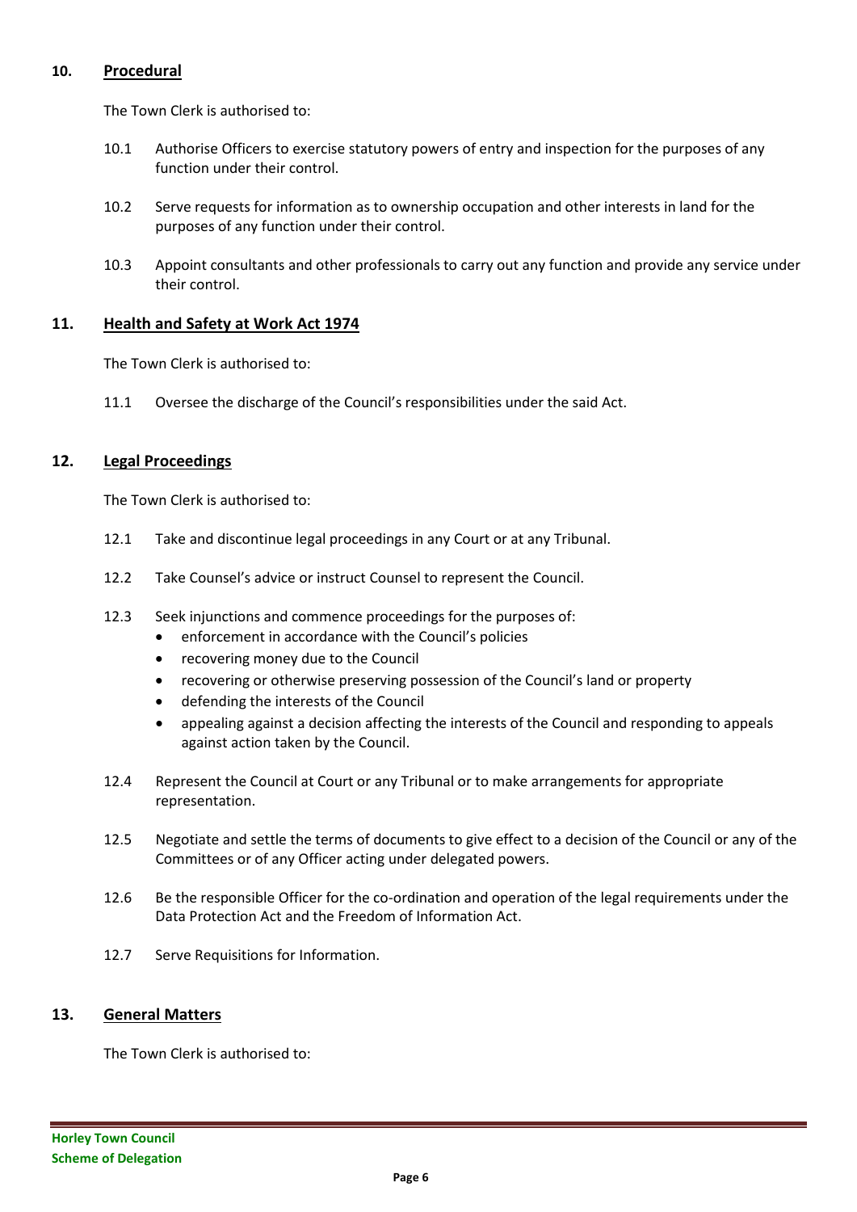## 10. Procedural

The Town Clerk is authorised to:

10.1 Authorise Officers to exercise statutory powers of entry and inspection for the purposes of any function under their control.

10.2 Serve requests for information as to ownership occupation and other interests in land for the purposes of any function under their control.

10.3 Appoint consultants and other professionals to carry out any function and provide any service under their control.

## 11. Health and Safety at Work Act 1974

The Town Clerk is authorised to:

11.1 Oversee the discharge of the Council's responsibilities under the said Act.

## 12. Legal Proceedings

The Town Clerk is authorised to:

12.1 Take and discontinue legal proceedings in any Court or at any Tribunal.

12.2 Take Counsel's advice or instruct Counsel to represent the Council.

12.3 Seek injunctions and commence proceedings for the purposes of:

- enforcement in accordance with the Council's policies
- recovering money due to the Council
- recovering or otherwise preserving possession of the Council's land or property
- defending the interests of the Council
- appealing against a decision affecting the interests of the Council and responding to appeals against action taken by the Council.

12.4 Represent the Council at Court or any Tribunal or to make arrangements for appropriate representation.

12.5 Negotiate and settle the terms of documents to give effect to a decision of the Council or any of the Committees or of any Officer acting under delegated powers.

12.6 Be the responsible Officer for the co-ordination and operation of the legal requirements under the Data Protection Act and the Freedom of Information Act.

12.7 Serve Requisitions for Information.

## 13. General Matters

The Town Clerk is authorised to: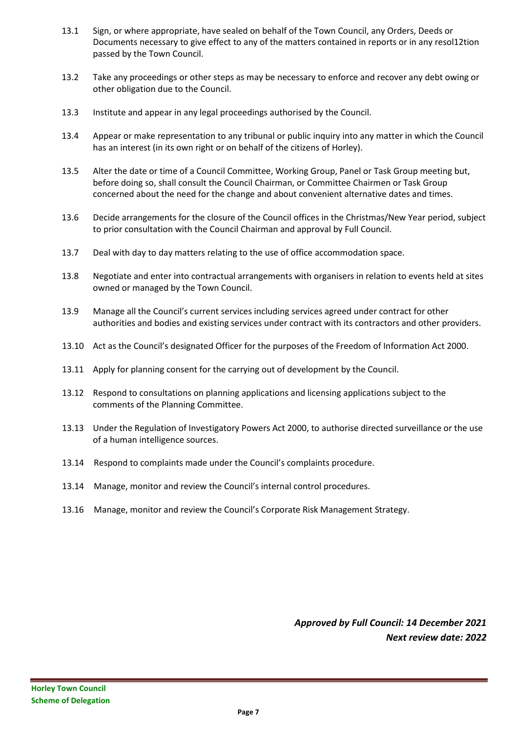13.1 Sign, or where appropriate, have sealed on behalf of the Town Council, any Orders, Deeds or Documents necessary to give effect to any of the matters contained in reports or in any resol12tion passed by the Town Council.

13.2 Take any proceedings or other steps as may be necessary to enforce and recover any debt owing or other obligation due to the Council.

13.3 Institute and appear in any legal proceedings authorised by the Council.

13.4 Appear or make representation to any tribunal or public inquiry into any matter in which the Council has an interest (in its own right or on behalf of the citizens of Horley).

13.5 Alter the date or time of a Council Committee, Working Group, Panel or Task Group meeting but, before doing so, shall consult the Council Chairman, or Committee Chairmen or Task Group concerned about the need for the change and about convenient alternative dates and times.

13.6 Decide arrangements for the closure of the Council offices in the Christmas/New Year period, subject to prior consultation with the Council Chairman and approval by Full Council.

13.7 Deal with day to day matters relating to the use of office accommodation space.

13.8 Negotiate and enter into contractual arrangements with organisers in relation to events held at sites owned or managed by the Town Council.

13.9 Manage all the Council's current services including services agreed under contract for other authorities and bodies and existing services under contract with its contractors and other providers.

13.10 Act as the Council's designated Officer for the purposes of the Freedom of Information Act 2000.

13.11 Apply for planning consent for the carrying out of development by the Council.

13.12 Respond to consultations on planning applications and licensing applications subject to the comments of the Planning Committee.

13.13 Under the Regulation of Investigatory Powers Act 2000, to authorise directed surveillance or the use of a human intelligence sources.

13.14 Respond to complaints made under the Council's complaints procedure.

13.14 Manage, monitor and review the Council's internal control procedures.

13.16 Manage, monitor and review the Council's Corporate Risk Management Strategy.

***Approved by Full Council: 14 December 2021***
***Next review date: 2022***